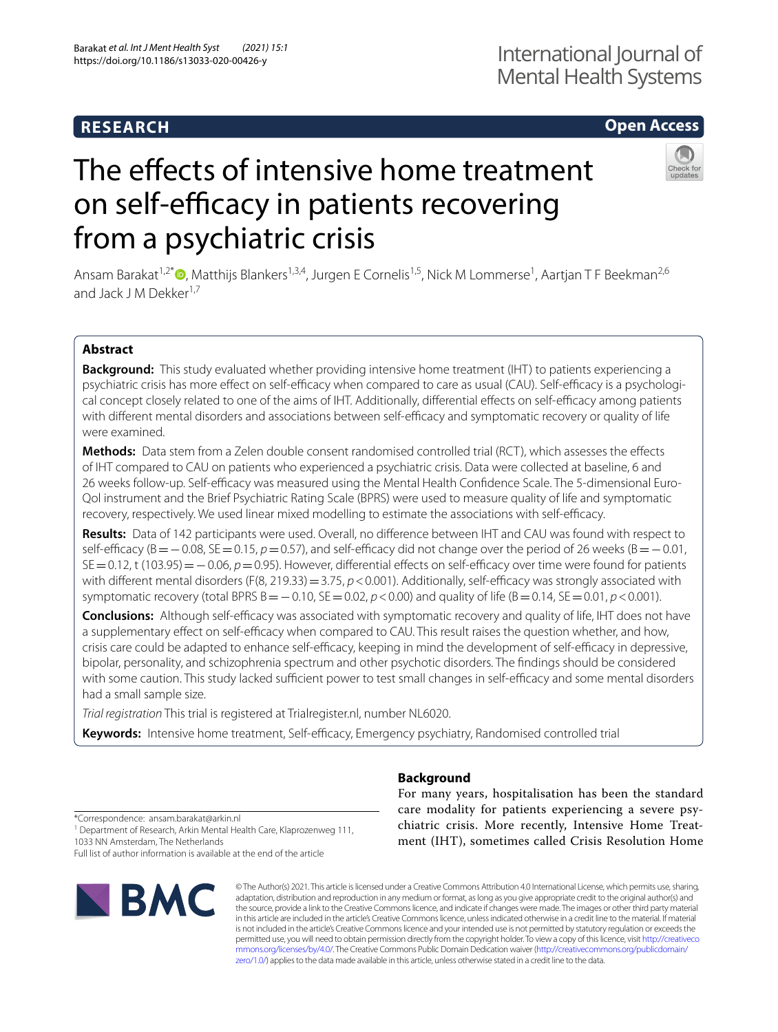RESEARCH

Open Access

# The effects of intensive home treatment on self-efficacy in patients recovering from a psychiatric crisis

Ansam Barakat[1,2*], Matthijs Blankers[1,3,4], Jurgen E Cornelis[1,5], Nick M Lommerse[1], Aartjan T F Beekman[2,6] and Jack J M Dekker[1,7]

## Abstract

**Background:** This study evaluated whether providing intensive home treatment (IHT) to patients experiencing a psychiatric crisis has more effect on self-efficacy when compared to care as usual (CAU). Self-efficacy is a psychological concept closely related to one of the aims of IHT. Additionally, differential effects on self-efficacy among patients with different mental disorders and associations between self-efficacy and symptomatic recovery or quality of life were examined.

**Methods:** Data stem from a Zelen double consent randomised controlled trial (RCT), which assesses the effects of IHT compared to CAU on patients who experienced a psychiatric crisis. Data were collected at baseline, 6 and 26 weeks follow-up. Self-efficacy was measured using the Mental Health Confidence Scale. The 5-dimensional EuroQol instrument and the Brief Psychiatric Rating Scale (BPRS) were used to measure quality of life and symptomatic recovery, respectively. We used linear mixed modelling to estimate the associations with self-efficacy.

**Results:** Data of 142 participants were used. Overall, no difference between IHT and CAU was found with respect to self-efficacy ($B = -0.08$, $SE = 0.15$, $p = 0.57$), and self-efficacy did not change over the period of 26 weeks ($B = -0.01$, $SE = 0.12$, $t(103.95) = -0.06$, $p = 0.95$). However, differential effects on self-efficacy over time were found for patients with different mental disorders ($F(8, 219.33) = 3.75$, $p < 0.001$). Additionally, self-efficacy was strongly associated with symptomatic recovery (total BPRS $B = -0.10$, $SE = 0.02$, $p < 0.00$) and quality of life ($B = 0.14$, $SE = 0.01$, $p < 0.001$).

**Conclusions:** Although self-efficacy was associated with symptomatic recovery and quality of life, IHT does not have a supplementary effect on self-efficacy when compared to CAU. This result raises the question whether, and how, crisis care could be adapted to enhance self-efficacy, keeping in mind the development of self-efficacy in depressive, bipolar, personality, and schizophrenia spectrum and other psychotic disorders. The findings should be considered with some caution. This study lacked sufficient power to test small changes in self-efficacy and some mental disorders had a small sample size.

*Trial registration* This trial is registered at Trialregister.nl, number NL6020.

**Keywords:** Intensive home treatment, Self-efficacy, Emergency psychiatry, Randomised controlled trial

## Background

For many years, hospitalisation has been the standard care modality for patients experiencing a severe psychiatric crisis. More recently, Intensive Home Treatment (IHT), sometimes called Crisis Resolution Home

*Correspondence: ansam.barakat@arkin.nl
[1] Department of Research, Arkin Mental Health Care, Klaprozenweg 111, 1033 NN Amsterdam, The Netherlands
Full list of author information is available at the end of the article

© The Author(s) 2021. This article is licensed under a Creative Commons Attribution 4.0 International License, which permits use, sharing, adaptation, distribution and reproduction in any medium or format, as long as you give appropriate credit to the original author(s) and the source, provide a link to the Creative Commons licence, and indicate if changes were made. The images or other third party material in this article are included in the article's Creative Commons licence, unless indicated otherwise in a credit line to the material. If material is not included in the article's Creative Commons licence and your intended use is not permitted by statutory regulation or exceeds the permitted use, you will need to obtain permission directly from the copyright holder. To view a copy of this licence, visit http://creativecommons.org/licenses/by/4.0/. The Creative Commons Public Domain Dedication waiver (http://creativecommons.org/publicdomain/zero/1.0/) applies to the data made available in this article, unless otherwise stated in a credit line to the data.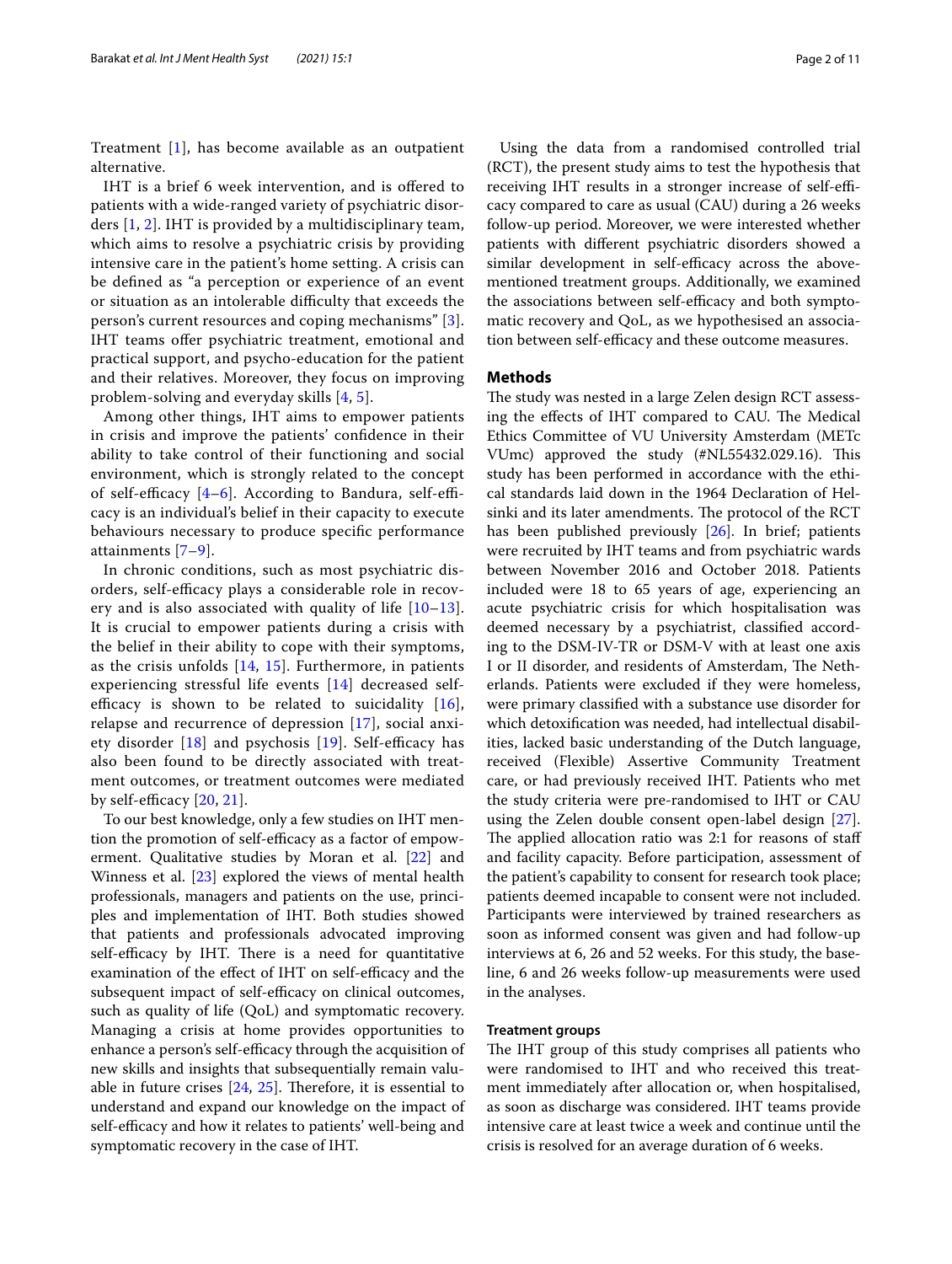Treatment [1], has become available as an outpatient alternative.

IHT is a brief 6 week intervention, and is offered to patients with a wide-ranged variety of psychiatric disorders [1, 2]. IHT is provided by a multidisciplinary team, which aims to resolve a psychiatric crisis by providing intensive care in the patient's home setting. A crisis can be defined as "a perception or experience of an event or situation as an intolerable difficulty that exceeds the person's current resources and coping mechanisms" [3]. IHT teams offer psychiatric treatment, emotional and practical support, and psycho-education for the patient and their relatives. Moreover, they focus on improving problem-solving and everyday skills [4, 5].

Among other things, IHT aims to empower patients in crisis and improve the patients' confidence in their ability to take control of their functioning and social environment, which is strongly related to the concept of self-efficacy [4–6]. According to Bandura, self-efficacy is an individual's belief in their capacity to execute behaviours necessary to produce specific performance attainments [7–9].

In chronic conditions, such as most psychiatric disorders, self-efficacy plays a considerable role in recovery and is also associated with quality of life [10–13]. It is crucial to empower patients during a crisis with the belief in their ability to cope with their symptoms, as the crisis unfolds [14, 15]. Furthermore, in patients experiencing stressful life events [14] decreased self-efficacy is shown to be related to suicidality [16], relapse and recurrence of depression [17], social anxiety disorder [18] and psychosis [19]. Self-efficacy has also been found to be directly associated with treatment outcomes, or treatment outcomes were mediated by self-efficacy [20, 21].

To our best knowledge, only a few studies on IHT mention the promotion of self-efficacy as a factor of empowerment. Qualitative studies by Moran et al. [22] and Winness et al. [23] explored the views of mental health professionals, managers and patients on the use, principles and implementation of IHT. Both studies showed that patients and professionals advocated improving self-efficacy by IHT. There is a need for quantitative examination of the effect of IHT on self-efficacy and the subsequent impact of self-efficacy on clinical outcomes, such as quality of life (QoL) and symptomatic recovery. Managing a crisis at home provides opportunities to enhance a person's self-efficacy through the acquisition of new skills and insights that subsequentially remain valuable in future crises [24, 25]. Therefore, it is essential to understand and expand our knowledge on the impact of self-efficacy and how it relates to patients' well-being and symptomatic recovery in the case of IHT.

Using the data from a randomised controlled trial (RCT), the present study aims to test the hypothesis that receiving IHT results in a stronger increase of self-efficacy compared to care as usual (CAU) during a 26 weeks follow-up period. Moreover, we were interested whether patients with different psychiatric disorders showed a similar development in self-efficacy across the above-mentioned treatment groups. Additionally, we examined the associations between self-efficacy and both symptomatic recovery and QoL, as we hypothesised an association between self-efficacy and these outcome measures.

## Methods

The study was nested in a large Zelen design RCT assessing the effects of IHT compared to CAU. The Medical Ethics Committee of VU University Amsterdam (METc VUmc) approved the study (#NL55432.029.16). This study has been performed in accordance with the ethical standards laid down in the 1964 Declaration of Helsinki and its later amendments. The protocol of the RCT has been published previously [26]. In brief; patients were recruited by IHT teams and from psychiatric wards between November 2016 and October 2018. Patients included were 18 to 65 years of age, experiencing an acute psychiatric crisis for which hospitalisation was deemed necessary by a psychiatrist, classified according to the DSM-IV-TR or DSM-V with at least one axis I or II disorder, and residents of Amsterdam, The Netherlands. Patients were excluded if they were homeless, were primary classified with a substance use disorder for which detoxification was needed, had intellectual disabilities, lacked basic understanding of the Dutch language, received (Flexible) Assertive Community Treatment care, or had previously received IHT. Patients who met the study criteria were pre-randomised to IHT or CAU using the Zelen double consent open-label design [27]. The applied allocation ratio was 2:1 for reasons of staff and facility capacity. Before participation, assessment of the patient's capability to consent for research took place; patients deemed incapable to consent were not included. Participants were interviewed by trained researchers as soon as informed consent was given and had follow-up interviews at 6, 26 and 52 weeks. For this study, the baseline, 6 and 26 weeks follow-up measurements were used in the analyses.

### Treatment groups

The IHT group of this study comprises all patients who were randomised to IHT and who received this treatment immediately after allocation or, when hospitalised, as soon as discharge was considered. IHT teams provide intensive care at least twice a week and continue until the crisis is resolved for an average duration of 6 weeks.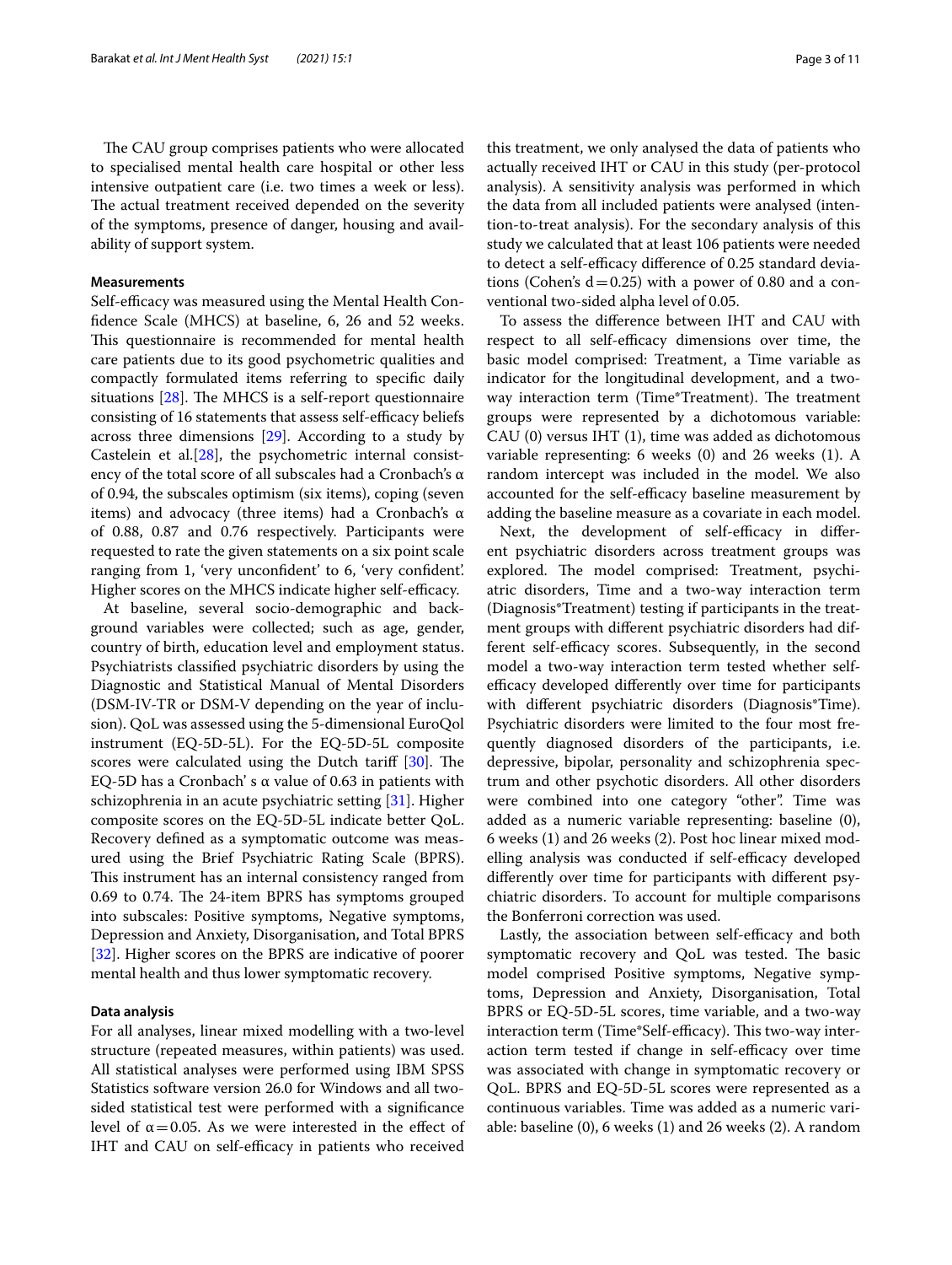The CAU group comprises patients who were allocated to specialised mental health care hospital or other less intensive outpatient care (i.e. two times a week or less). The actual treatment received depended on the severity of the symptoms, presence of danger, housing and availability of support system.

### Measurements

Self-efficacy was measured using the Mental Health Confidence Scale (MHCS) at baseline, 6, 26 and 52 weeks. This questionnaire is recommended for mental health care patients due to its good psychometric qualities and compactly formulated items referring to specific daily situations [28]. The MHCS is a self-report questionnaire consisting of 16 statements that assess self-efficacy beliefs across three dimensions [29]. According to a study by Castelein et al.[28], the psychometric internal consistency of the total score of all subscales had a Cronbach's α of 0.94, the subscales optimism (six items), coping (seven items) and advocacy (three items) had a Cronbach's α of 0.88, 0.87 and 0.76 respectively. Participants were requested to rate the given statements on a six point scale ranging from 1, 'very unconfident' to 6, 'very confident'. Higher scores on the MHCS indicate higher self-efficacy.

At baseline, several socio-demographic and background variables were collected; such as age, gender, country of birth, education level and employment status. Psychiatrists classified psychiatric disorders by using the Diagnostic and Statistical Manual of Mental Disorders (DSM-IV-TR or DSM-V depending on the year of inclusion). QoL was assessed using the 5-dimensional EuroQol instrument (EQ-5D-5L). For the EQ-5D-5L composite scores were calculated using the Dutch tariff [30]. The EQ-5D has a Cronbach' s α value of 0.63 in patients with schizophrenia in an acute psychiatric setting [31]. Higher composite scores on the EQ-5D-5L indicate better QoL. Recovery defined as a symptomatic outcome was measured using the Brief Psychiatric Rating Scale (BPRS). This instrument has an internal consistency ranged from 0.69 to 0.74. The 24-item BPRS has symptoms grouped into subscales: Positive symptoms, Negative symptoms, Depression and Anxiety, Disorganisation, and Total BPRS [32]. Higher scores on the BPRS are indicative of poorer mental health and thus lower symptomatic recovery.

### Data analysis

For all analyses, linear mixed modelling with a two-level structure (repeated measures, within patients) was used. All statistical analyses were performed using IBM SPSS Statistics software version 26.0 for Windows and all two-sided statistical test were performed with a significance level of $\alpha = 0.05$. As we were interested in the effect of IHT and CAU on self-efficacy in patients who received this treatment, we only analysed the data of patients who actually received IHT or CAU in this study (per-protocol analysis). A sensitivity analysis was performed in which the data from all included patients were analysed (intention-to-treat analysis). For the secondary analysis of this study we calculated that at least 106 patients were needed to detect a self-efficacy difference of 0.25 standard deviations (Cohen's $d = 0.25$) with a power of 0.80 and a conventional two-sided alpha level of 0.05.

To assess the difference between IHT and CAU with respect to all self-efficacy dimensions over time, the basic model comprised: Treatment, a Time variable as indicator for the longitudinal development, and a two-way interaction term (Time*Treatment). The treatment groups were represented by a dichotomous variable: CAU (0) versus IHT (1), time was added as dichotomous variable representing: 6 weeks (0) and 26 weeks (1). A random intercept was included in the model. We also accounted for the self-efficacy baseline measurement by adding the baseline measure as a covariate in each model.

Next, the development of self-efficacy in different psychiatric disorders across treatment groups was explored. The model comprised: Treatment, psychiatric disorders, Time and a two-way interaction term (Diagnosis*Treatment) testing if participants in the treatment groups with different psychiatric disorders had different self-efficacy scores. Subsequently, in the second model a two-way interaction term tested whether self-efficacy developed differently over time for participants with different psychiatric disorders (Diagnosis*Time). Psychiatric disorders were limited to the four most frequently diagnosed disorders of the participants, i.e. depressive, bipolar, personality and schizophrenia spectrum and other psychotic disorders. All other disorders were combined into one category "other". Time was added as a numeric variable representing: baseline (0), 6 weeks (1) and 26 weeks (2). Post hoc linear mixed modelling analysis was conducted if self-efficacy developed differently over time for participants with different psychiatric disorders. To account for multiple comparisons the Bonferroni correction was used.

Lastly, the association between self-efficacy and both symptomatic recovery and QoL was tested. The basic model comprised Positive symptoms, Negative symptoms, Depression and Anxiety, Disorganisation, Total BPRS or EQ-5D-5L scores, time variable, and a two-way interaction term (Time*Self-efficacy). This two-way interaction term tested if change in self-efficacy over time was associated with change in symptomatic recovery or QoL. BPRS and EQ-5D-5L scores were represented as a continuous variables. Time was added as a numeric variable: baseline (0), 6 weeks (1) and 26 weeks (2). A random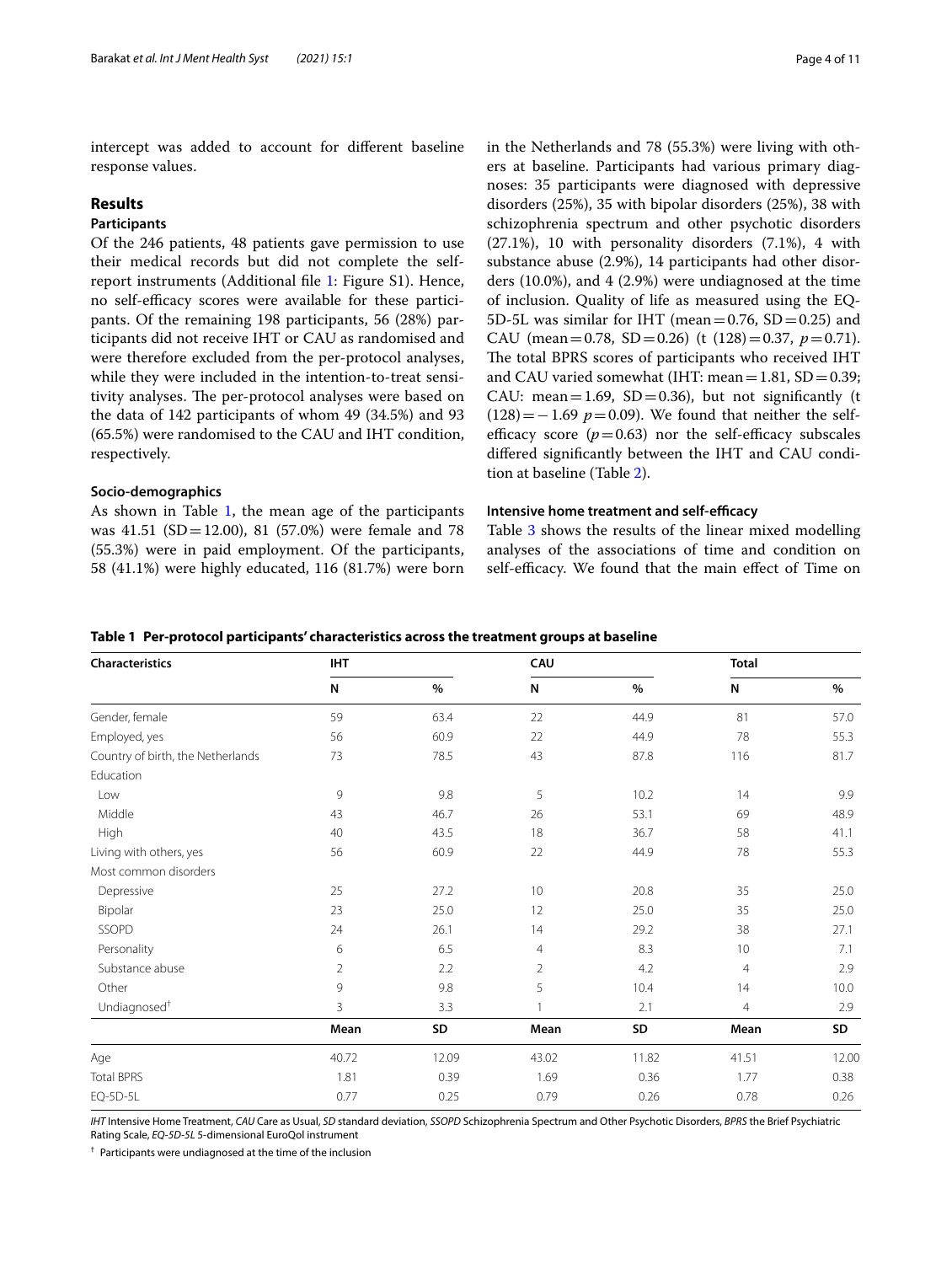intercept was added to account for different baseline response values.

## Results

### Participants

Of the 246 patients, 48 patients gave permission to use their medical records but did not complete the self-report instruments (Additional file 1: Figure S1). Hence, no self-efficacy scores were available for these participants. Of the remaining 198 participants, 56 (28%) participants did not receive IHT or CAU as randomised and were therefore excluded from the per-protocol analyses, while they were included in the intention-to-treat sensitivity analyses. The per-protocol analyses were based on the data of 142 participants of whom 49 (34.5%) and 93 (65.5%) were randomised to the CAU and IHT condition, respectively.

### Socio-demographics

As shown in Table 1, the mean age of the participants was 41.51 (SD = 12.00), 81 (57.0%) were female and 78 (55.3%) were in paid employment. Of the participants, 58 (41.1%) were highly educated, 116 (81.7%) were born in the Netherlands and 78 (55.3%) were living with others at baseline. Participants had various primary diagnoses: 35 participants were diagnosed with depressive disorders (25%), 35 with bipolar disorders (25%), 38 with schizophrenia spectrum and other psychotic disorders (27.1%), 10 with personality disorders (7.1%), 4 with substance abuse (2.9%), 14 participants had other disorders (10.0%), and 4 (2.9%) were undiagnosed at the time of inclusion. Quality of life as measured using the EQ-5D-5L was similar for IHT (mean = 0.76, SD = 0.25) and CAU (mean = 0.78, SD = 0.26) ($t(128) = 0.37$, $p = 0.71$). The total BPRS scores of participants who received IHT and CAU varied somewhat (IHT: mean = 1.81, SD = 0.39; CAU: mean = 1.69, SD = 0.36), but not significantly ($t(128) = -1.69$ $p = 0.09$). We found that neither the self-efficacy score ($p = 0.63$) nor the self-efficacy subscales differed significantly between the IHT and CAU condition at baseline (Table 2).

### Intensive home treatment and self-efficacy

Table 3 shows the results of the linear mixed modelling analyses of the associations of time and condition on self-efficacy. We found that the main effect of Time on

**Table 1 Per-protocol participants' characteristics across the treatment groups at baseline**

| Characteristics | IHT | | CAU | | Total | |
|---|---|---|---|---|---|---|
| | N | % | N | % | N | % |
| Gender, female | 59 | 63.4 | 22 | 44.9 | 81 | 57.0 |
| Employed, yes | 56 | 60.9 | 22 | 44.9 | 78 | 55.3 |
| Country of birth, the Netherlands | 73 | 78.5 | 43 | 87.8 | 116 | 81.7 |
| Education | | | | | | |
| Low | 9 | 9.8 | 5 | 10.2 | 14 | 9.9 |
| Middle | 43 | 46.7 | 26 | 53.1 | 69 | 48.9 |
| High | 40 | 43.5 | 18 | 36.7 | 58 | 41.1 |
| Living with others, yes | 56 | 60.9 | 22 | 44.9 | 78 | 55.3 |
| Most common disorders | | | | | | |
| Depressive | 25 | 27.2 | 10 | 20.8 | 35 | 25.0 |
| Bipolar | 23 | 25.0 | 12 | 25.0 | 35 | 25.0 |
| SSOPD | 24 | 26.1 | 14 | 29.2 | 38 | 27.1 |
| Personality | 6 | 6.5 | 4 | 8.3 | 10 | 7.1 |
| Substance abuse | 2 | 2.2 | 2 | 4.2 | 4 | 2.9 |
| Other | 9 | 9.8 | 5 | 10.4 | 14 | 10.0 |
| Undiagnosed[†] | 3 | 3.3 | 1 | 2.1 | 4 | 2.9 |
| | **Mean** | **SD** | **Mean** | **SD** | **Mean** | **SD** |
| Age | 40.72 | 12.09 | 43.02 | 11.82 | 41.51 | 12.00 |
| Total BPRS | 1.81 | 0.39 | 1.69 | 0.36 | 1.77 | 0.38 |
| EQ-5D-5L | 0.77 | 0.25 | 0.79 | 0.26 | 0.78 | 0.26 |

*IHT* Intensive Home Treatment, *CAU* Care as Usual, *SD* standard deviation, *SSOPD* Schizophrenia Spectrum and Other Psychotic Disorders, *BPRS* the Brief Psychiatric Rating Scale, *EQ-5D-5L* 5-dimensional EuroQol instrument

[†] Participants were undiagnosed at the time of the inclusion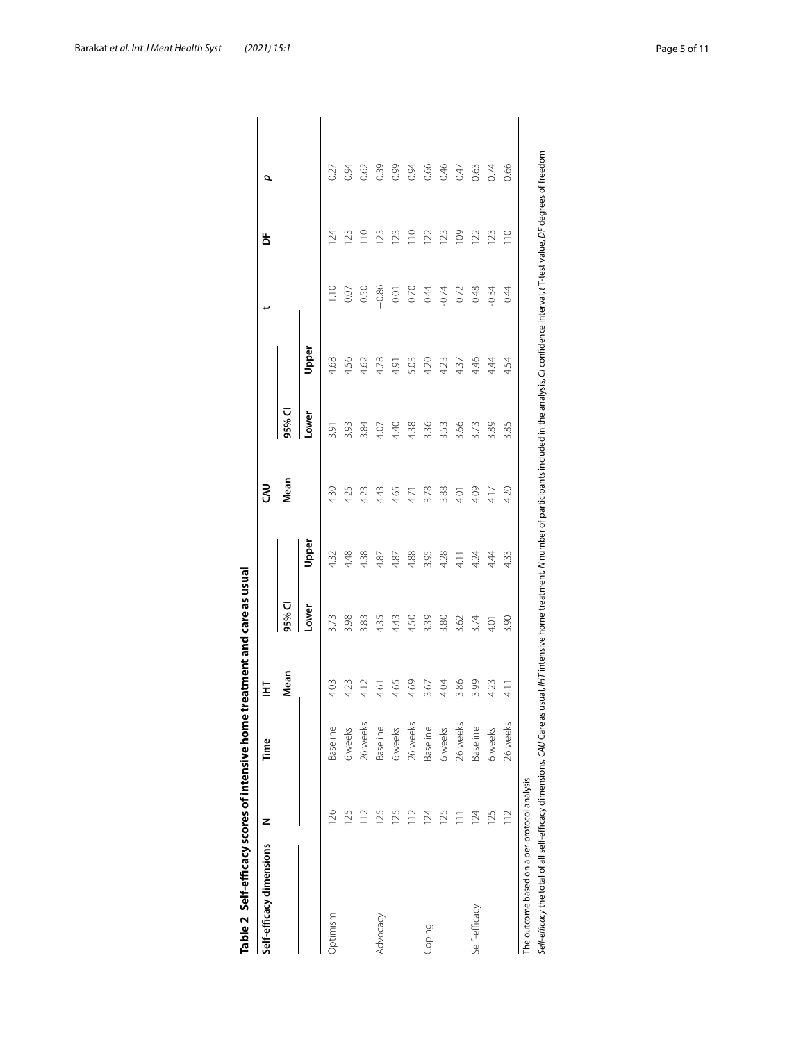**Table 2 Self-efficacy scores of intensive home treatment and care as usual**

| Self-efficacy dimensions | N | Time | IHT | | | CAU | | | t | DF | p |
|---|---|---|---|---|---|---|---|---|---|---|---|
| | | | Mean | 95% CI | | Mean | 95% CI | | | | |
| | | | | Lower | Upper | | Lower | Upper | | | |
| Optimism | 126 | Baseline | 4.03 | 3.73 | 4.32 | 4.30 | 3.91 | 4.68 | 1.10 | 124 | 0.27 |
| | 125 | 6 weeks | 4.23 | 3.98 | 4.48 | 4.25 | 3.93 | 4.56 | 0.07 | 123 | 0.94 |
| | 112 | 26 weeks | 4.12 | 3.83 | 4.38 | 4.23 | 3.84 | 4.62 | 0.50 | 110 | 0.62 |
| Advocacy | 125 | Baseline | 4.61 | 4.35 | 4.87 | 4.43 | 4.07 | 4.78 | −0.86 | 123 | 0.39 |
| | 125 | 6 weeks | 4.65 | 4.43 | 4.87 | 4.65 | 4.40 | 4.91 | 0.01 | 123 | 0.99 |
| | 112 | 26 weeks | 4.69 | 4.50 | 4.88 | 4.71 | 4.38 | 5.03 | 0.70 | 110 | 0.94 |
| Coping | 124 | Baseline | 3.67 | 3.39 | 3.95 | 3.78 | 3.36 | 4.20 | 0.44 | 122 | 0.66 |
| | 125 | 6 weeks | 4.04 | 3.80 | 4.28 | 3.88 | 3.53 | 4.23 | -0.74 | 123 | 0.46 |
| | 111 | 26 weeks | 3.86 | 3.62 | 4.11 | 4.01 | 3.66 | 4.37 | 0.72 | 109 | 0.47 |
| Self-efficacy | 124 | Baseline | 3.99 | 3.74 | 4.24 | 4.09 | 3.73 | 4.46 | 0.48 | 122 | 0.63 |
| | 125 | 6 weeks | 4.23 | 4.01 | 4.44 | 4.17 | 3.89 | 4.44 | -0.34 | 123 | 0.74 |
| | 112 | 26 weeks | 4.11 | 3.90 | 4.33 | 4.20 | 3.85 | 4.54 | 0.44 | 110 | 0.66 |

The outcome based on a per-protocol analysis

*Self-efficacy* the total of all self-efficacy dimensions, *CAU* Care as usual, *IHT* intensive home treatment, *N* number of participants included in the analysis, *CI* confidence interval, *t* T-test value, *DF* degrees of freedom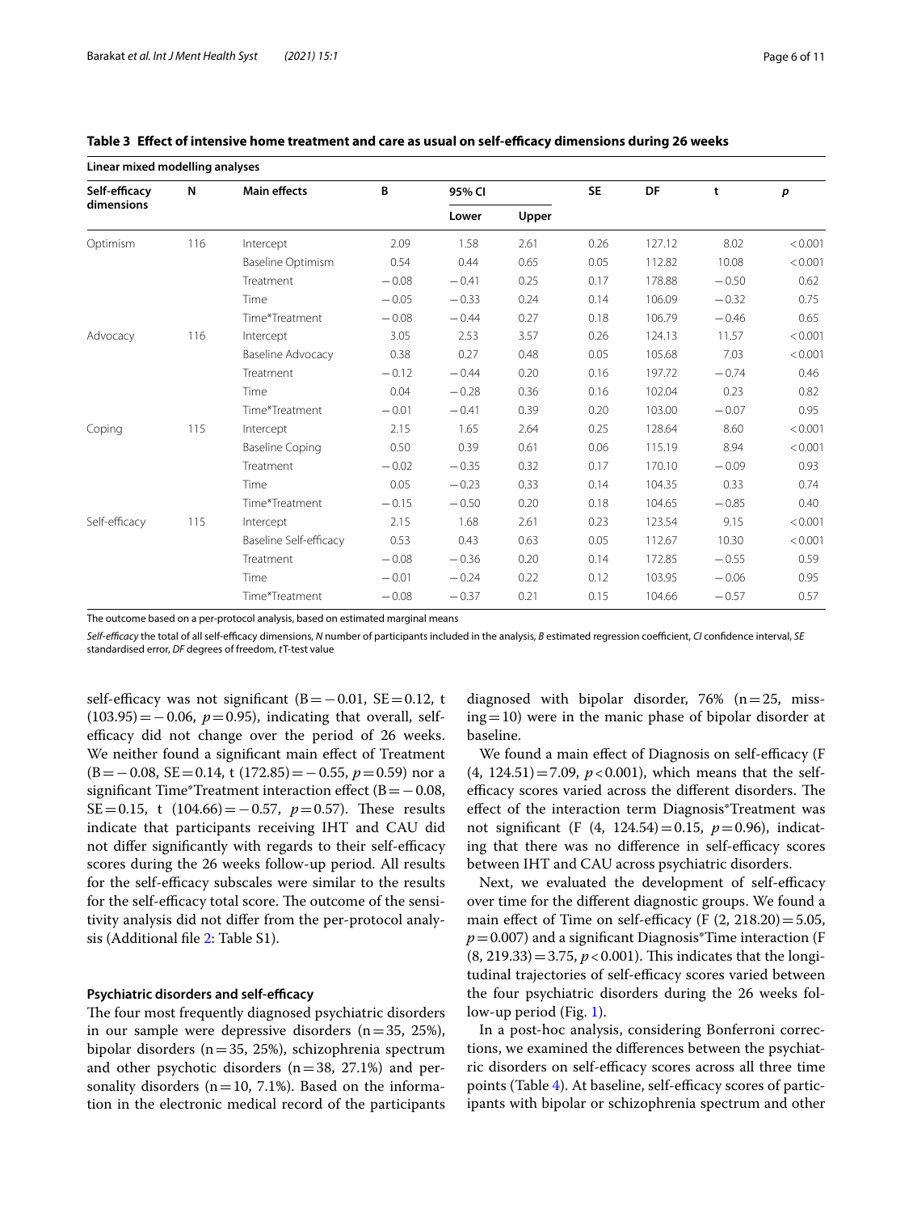**Table 3 Effect of intensive home treatment and care as usual on self-efficacy dimensions during 26 weeks**

| Linear mixed modelling analyses | | | | | | | | | |
|---|---|---|---|---|---|---|---|---|---|
| Self-efficacy dimensions | N | Main effects | B | 95% CI | | SE | DF | t | *p* |
| | | | | Lower | Upper | | | | |
| Optimism | 116 | Intercept | 2.09 | 1.58 | 2.61 | 0.26 | 127.12 | 8.02 | < 0.001 |
| | | Baseline Optimism | 0.54 | 0.44 | 0.65 | 0.05 | 112.82 | 10.08 | < 0.001 |
| | | Treatment | −0.08 | −0.41 | 0.25 | 0.17 | 178.88 | −0.50 | 0.62 |
| | | Time | −0.05 | −0.33 | 0.24 | 0.14 | 106.09 | −0.32 | 0.75 |
| | | Time*Treatment | −0.08 | −0.44 | 0.27 | 0.18 | 106.79 | −0.46 | 0.65 |
| Advocacy | 116 | Intercept | 3.05 | 2.53 | 3.57 | 0.26 | 124.13 | 11.57 | < 0.001 |
| | | Baseline Advocacy | 0.38 | 0.27 | 0.48 | 0.05 | 105.68 | 7.03 | < 0.001 |
| | | Treatment | −0.12 | −0.44 | 0.20 | 0.16 | 197.72 | −0.74 | 0.46 |
| | | Time | 0.04 | −0.28 | 0.36 | 0.16 | 102.04 | 0.23 | 0.82 |
| | | Time*Treatment | −0.01 | −0.41 | 0.39 | 0.20 | 103.00 | −0.07 | 0.95 |
| Coping | 115 | Intercept | 2.15 | 1.65 | 2.64 | 0.25 | 128.64 | 8.60 | < 0.001 |
| | | Baseline Coping | 0.50 | 0.39 | 0.61 | 0.06 | 115.19 | 8.94 | < 0.001 |
| | | Treatment | −0.02 | −0.35 | 0.32 | 0.17 | 170.10 | −0.09 | 0.93 |
| | | Time | 0.05 | −0.23 | 0.33 | 0.14 | 104.35 | 0.33 | 0.74 |
| | | Time*Treatment | −0.15 | −0.50 | 0.20 | 0.18 | 104.65 | −0.85 | 0.40 |
| Self-efficacy | 115 | Intercept | 2.15 | 1.68 | 2.61 | 0.23 | 123.54 | 9.15 | < 0.001 |
| | | Baseline Self-efficacy | 0.53 | 0.43 | 0.63 | 0.05 | 112.67 | 10.30 | < 0.001 |
| | | Treatment | −0.08 | −0.36 | 0.20 | 0.14 | 172.85 | −0.55 | 0.59 |
| | | Time | −0.01 | −0.24 | 0.22 | 0.12 | 103.95 | −0.06 | 0.95 |
| | | Time*Treatment | −0.08 | −0.37 | 0.21 | 0.15 | 104.66 | −0.57 | 0.57 |

The outcome based on a per-protocol analysis, based on estimated marginal means

*Self-efficacy* the total of all self-efficacy dimensions, *N* number of participants included in the analysis, *B* estimated regression coefficient, *CI* confidence interval, *SE* standardised error, *DF* degrees of freedom, *t* T-test value

self-efficacy was not significant (B = −0.01, SE = 0.12, t (103.95) = −0.06, $p = 0.95$), indicating that overall, self-efficacy did not change over the period of 26 weeks. We neither found a significant main effect of Treatment (B = −0.08, SE = 0.14, t (172.85) = −0.55, $p = 0.59$) nor a significant Time*Treatment interaction effect (B = −0.08, SE = 0.15, t (104.66) = −0.57, $p = 0.57$). These results indicate that participants receiving IHT and CAU did not differ significantly with regards to their self-efficacy scores during the 26 weeks follow-up period. All results for the self-efficacy subscales were similar to the results for the self-efficacy total score. The outcome of the sensitivity analysis did not differ from the per-protocol analysis (Additional file 2: Table S1).

### Psychiatric disorders and self-efficacy

The four most frequently diagnosed psychiatric disorders in our sample were depressive disorders (n = 35, 25%), bipolar disorders (n = 35, 25%), schizophrenia spectrum and other psychotic disorders (n = 38, 27.1%) and personality disorders (n = 10, 7.1%). Based on the information in the electronic medical record of the participants diagnosed with bipolar disorder, 76% (n = 25, missing = 10) were in the manic phase of bipolar disorder at baseline.

We found a main effect of Diagnosis on self-efficacy (F (4, 124.51) = 7.09, $p < 0.001$), which means that the self-efficacy scores varied across the different disorders. The effect of the interaction term Diagnosis*Treatment was not significant (F (4, 124.54) = 0.15, $p = 0.96$), indicating that there was no difference in self-efficacy scores between IHT and CAU across psychiatric disorders.

Next, we evaluated the development of self-efficacy over time for the different diagnostic groups. We found a main effect of Time on self-efficacy (F (2, 218.20) = 5.05, $p = 0.007$) and a significant Diagnosis*Time interaction (F (8, 219.33) = 3.75, $p < 0.001$). This indicates that the longitudinal trajectories of self-efficacy scores varied between the four psychiatric disorders during the 26 weeks follow-up period (Fig. 1).

In a post-hoc analysis, considering Bonferroni corrections, we examined the differences between the psychiatric disorders on self-efficacy scores across all three time points (Table 4). At baseline, self-efficacy scores of participants with bipolar or schizophrenia spectrum and other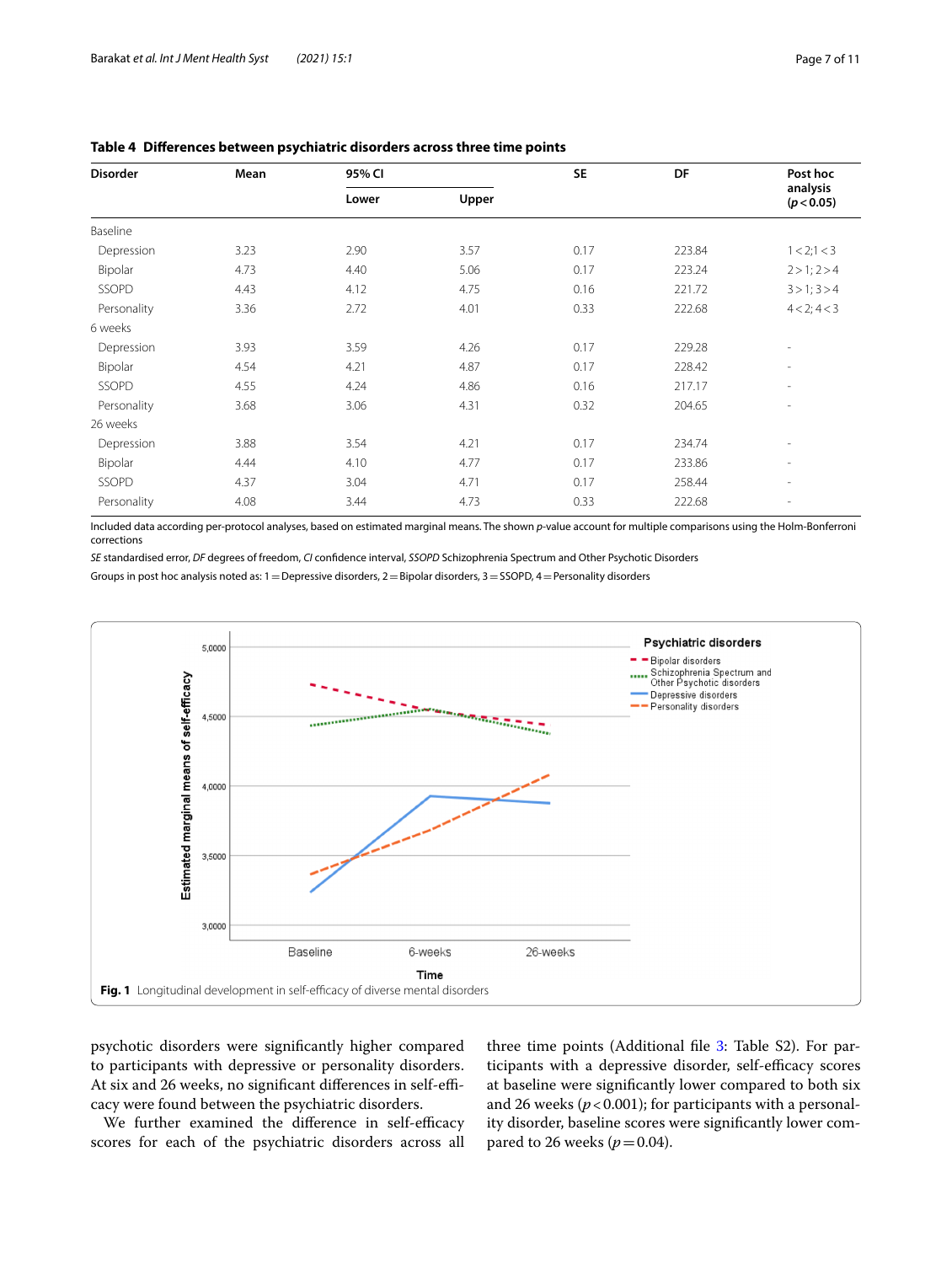**Table 4 Differences between psychiatric disorders across three time points**

| Disorder | Mean | 95% CI | | SE | DF | Post hoc analysis ($p < 0.05$) |
|---|---|---|---|---|---|---|
| | | Lower | Upper | | | |
| Baseline | | | | | | |
| Depression | 3.23 | 2.90 | 3.57 | 0.17 | 223.84 | 1 < 2; 1 < 3 |
| Bipolar | 4.73 | 4.40 | 5.06 | 0.17 | 223.24 | 2 > 1; 2 > 4 |
| SSOPD | 4.43 | 4.12 | 4.75 | 0.16 | 221.72 | 3 > 1; 3 > 4 |
| Personality | 3.36 | 2.72 | 4.01 | 0.33 | 222.68 | 4 < 2; 4 < 3 |
| 6 weeks | | | | | | |
| Depression | 3.93 | 3.59 | 4.26 | 0.17 | 229.28 | - |
| Bipolar | 4.54 | 4.21 | 4.87 | 0.17 | 228.42 | - |
| SSOPD | 4.55 | 4.24 | 4.86 | 0.16 | 217.17 | - |
| Personality | 3.68 | 3.06 | 4.31 | 0.32 | 204.65 | - |
| 26 weeks | | | | | | |
| Depression | 3.88 | 3.54 | 4.21 | 0.17 | 234.74 | - |
| Bipolar | 4.44 | 4.10 | 4.77 | 0.17 | 233.86 | - |
| SSOPD | 4.37 | 3.04 | 4.71 | 0.17 | 258.44 | - |
| Personality | 4.08 | 3.44 | 4.73 | 0.33 | 222.68 | - |

Included data according per-protocol analyses, based on estimated marginal means. The shown *p*-value account for multiple comparisons using the Holm-Bonferroni corrections

*SE* standardised error, *DF* degrees of freedom, *CI* confidence interval, *SSOPD* Schizophrenia Spectrum and Other Psychotic Disorders

Groups in post hoc analysis noted as: 1 = Depressive disorders, 2 = Bipolar disorders, 3 = SSOPD, 4 = Personality disorders

**Fig. 1** Longitudinal development in self-efficacy of diverse mental disorders

psychotic disorders were significantly higher compared to participants with depressive or personality disorders. At six and 26 weeks, no significant differences in self-efficacy were found between the psychiatric disorders.

We further examined the difference in self-efficacy scores for each of the psychiatric disorders across all three time points (Additional file 3: Table S2). For participants with a depressive disorder, self-efficacy scores at baseline were significantly lower compared to both six and 26 weeks ($p < 0.001$); for participants with a personality disorder, baseline scores were significantly lower compared to 26 weeks ($p = 0.04$).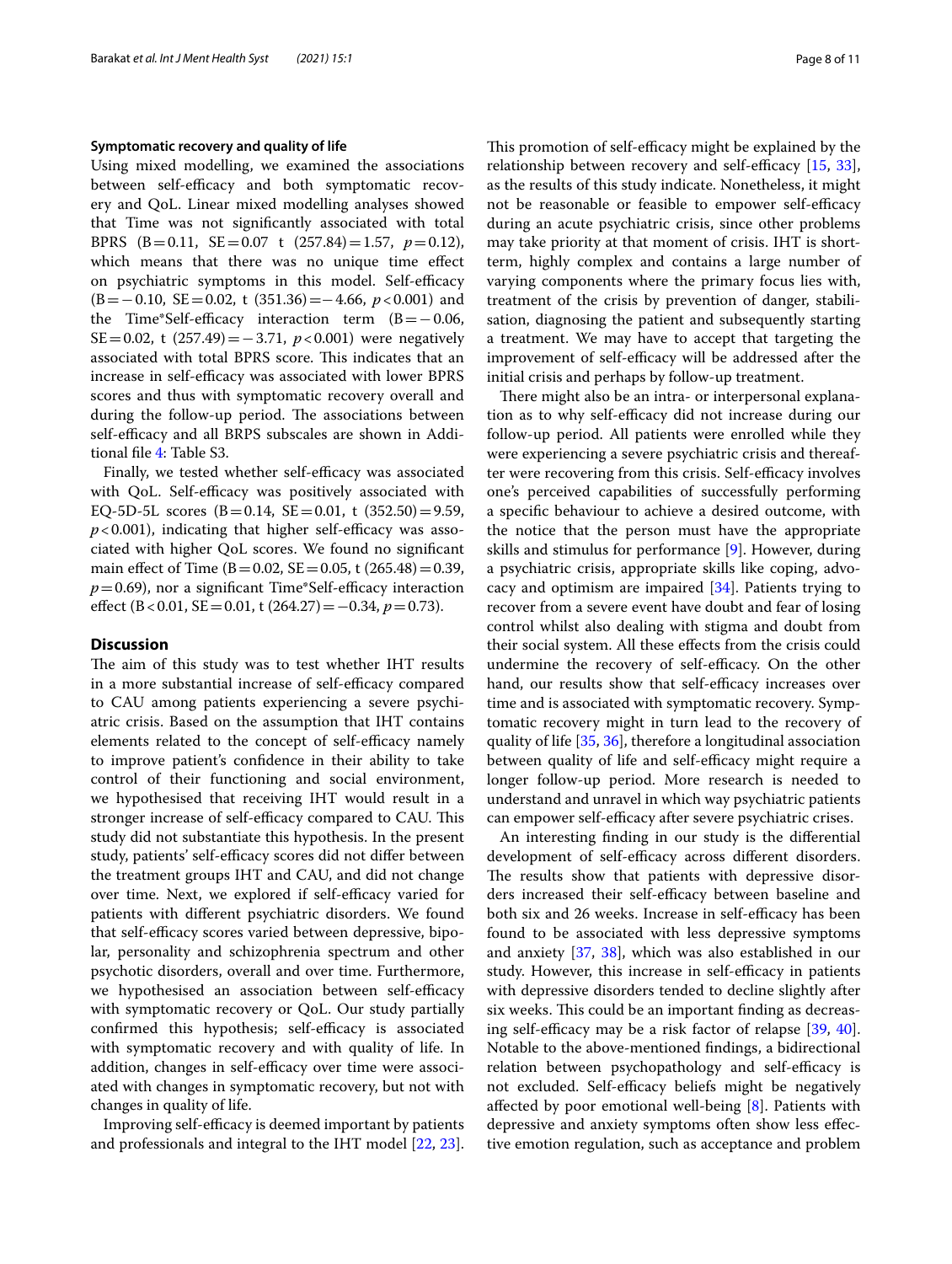### Symptomatic recovery and quality of life

Using mixed modelling, we examined the associations between self-efficacy and both symptomatic recovery and QoL. Linear mixed modelling analyses showed that Time was not significantly associated with total BPRS ($B = 0.11$, $SE = 0.07$ $t(257.84) = 1.57$, $p = 0.12$), which means that there was no unique time effect on psychiatric symptoms in this model. Self-efficacy ($B = -0.10$, $SE = 0.02$, $t(351.36) = -4.66$, $p < 0.001$) and the Time*Self-efficacy interaction term ($B = -0.06$, $SE = 0.02$, $t(257.49) = -3.71$, $p < 0.001$) were negatively associated with total BPRS score. This indicates that an increase in self-efficacy was associated with lower BPRS scores and thus with symptomatic recovery overall and during the follow-up period. The associations between self-efficacy and all BRPS subscales are shown in Additional file 4: Table S3.

Finally, we tested whether self-efficacy was associated with QoL. Self-efficacy was positively associated with EQ-5D-5L scores ($B = 0.14$, $SE = 0.01$, $t(352.50) = 9.59$, $p < 0.001$), indicating that higher self-efficacy was associated with higher QoL scores. We found no significant main effect of Time ($B = 0.02$, $SE = 0.05$, $t(265.48) = 0.39$, $p = 0.69$), nor a significant Time*Self-efficacy interaction effect ($B < 0.01$, $SE = 0.01$, $t(264.27) = -0.34$, $p = 0.73$).

## Discussion

The aim of this study was to test whether IHT results in a more substantial increase of self-efficacy compared to CAU among patients experiencing a severe psychiatric crisis. Based on the assumption that IHT contains elements related to the concept of self-efficacy namely to improve patient's confidence in their ability to take control of their functioning and social environment, we hypothesised that receiving IHT would result in a stronger increase of self-efficacy compared to CAU. This study did not substantiate this hypothesis. In the present study, patients' self-efficacy scores did not differ between the treatment groups IHT and CAU, and did not change over time. Next, we explored if self-efficacy varied for patients with different psychiatric disorders. We found that self-efficacy scores varied between depressive, bipolar, personality and schizophrenia spectrum and other psychotic disorders, overall and over time. Furthermore, we hypothesised an association between self-efficacy with symptomatic recovery or QoL. Our study partially confirmed this hypothesis; self-efficacy is associated with symptomatic recovery and with quality of life. In addition, changes in self-efficacy over time were associated with changes in symptomatic recovery, but not with changes in quality of life.

Improving self-efficacy is deemed important by patients and professionals and integral to the IHT model [22, 23]. This promotion of self-efficacy might be explained by the relationship between recovery and self-efficacy [15, 33], as the results of this study indicate. Nonetheless, it might not be reasonable or feasible to empower self-efficacy during an acute psychiatric crisis, since other problems may take priority at that moment of crisis. IHT is short-term, highly complex and contains a large number of varying components where the primary focus lies with, treatment of the crisis by prevention of danger, stabilisation, diagnosing the patient and subsequently starting a treatment. We may have to accept that targeting the improvement of self-efficacy will be addressed after the initial crisis and perhaps by follow-up treatment.

There might also be an intra- or interpersonal explanation as to why self-efficacy did not increase during our follow-up period. All patients were enrolled while they were experiencing a severe psychiatric crisis and thereafter were recovering from this crisis. Self-efficacy involves one's perceived capabilities of successfully performing a specific behaviour to achieve a desired outcome, with the notice that the person must have the appropriate skills and stimulus for performance [9]. However, during a psychiatric crisis, appropriate skills like coping, advocacy and optimism are impaired [34]. Patients trying to recover from a severe event have doubt and fear of losing control whilst also dealing with stigma and doubt from their social system. All these effects from the crisis could undermine the recovery of self-efficacy. On the other hand, our results show that self-efficacy increases over time and is associated with symptomatic recovery. Symptomatic recovery might in turn lead to the recovery of quality of life [35, 36], therefore a longitudinal association between quality of life and self-efficacy might require a longer follow-up period. More research is needed to understand and unravel in which way psychiatric patients can empower self-efficacy after severe psychiatric crises.

An interesting finding in our study is the differential development of self-efficacy across different disorders. The results show that patients with depressive disorders increased their self-efficacy between baseline and both six and 26 weeks. Increase in self-efficacy has been found to be associated with less depressive symptoms and anxiety [37, 38], which was also established in our study. However, this increase in self-efficacy in patients with depressive disorders tended to decline slightly after six weeks. This could be an important finding as decreasing self-efficacy may be a risk factor of relapse [39, 40]. Notable to the above-mentioned findings, a bidirectional relation between psychopathology and self-efficacy is not excluded. Self-efficacy beliefs might be negatively affected by poor emotional well-being [8]. Patients with depressive and anxiety symptoms often show less effective emotion regulation, such as acceptance and problem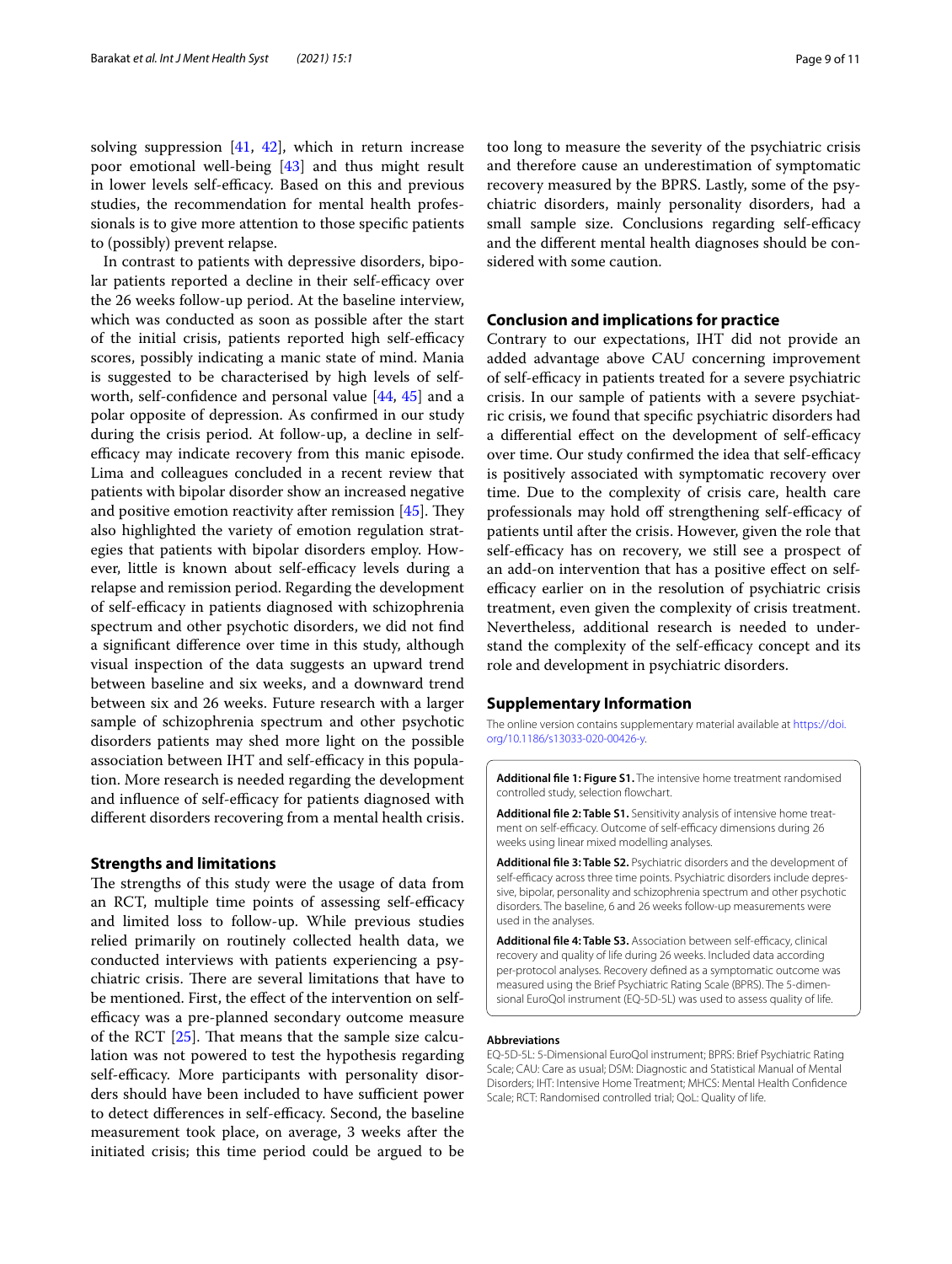solving suppression [41, 42], which in return increase poor emotional well-being [43] and thus might result in lower levels self-efficacy. Based on this and previous studies, the recommendation for mental health professionals is to give more attention to those specific patients to (possibly) prevent relapse.

In contrast to patients with depressive disorders, bipolar patients reported a decline in their self-efficacy over the 26 weeks follow-up period. At the baseline interview, which was conducted as soon as possible after the start of the initial crisis, patients reported high self-efficacy scores, possibly indicating a manic state of mind. Mania is suggested to be characterised by high levels of self-worth, self-confidence and personal value [44, 45] and a polar opposite of depression. As confirmed in our study during the crisis period. At follow-up, a decline in self-efficacy may indicate recovery from this manic episode. Lima and colleagues concluded in a recent review that patients with bipolar disorder show an increased negative and positive emotion reactivity after remission [45]. They also highlighted the variety of emotion regulation strategies that patients with bipolar disorders employ. However, little is known about self-efficacy levels during a relapse and remission period. Regarding the development of self-efficacy in patients diagnosed with schizophrenia spectrum and other psychotic disorders, we did not find a significant difference over time in this study, although visual inspection of the data suggests an upward trend between baseline and six weeks, and a downward trend between six and 26 weeks. Future research with a larger sample of schizophrenia spectrum and other psychotic disorders patients may shed more light on the possible association between IHT and self-efficacy in this population. More research is needed regarding the development and influence of self-efficacy for patients diagnosed with different disorders recovering from a mental health crisis.

## Strengths and limitations

The strengths of this study were the usage of data from an RCT, multiple time points of assessing self-efficacy and limited loss to follow-up. While previous studies relied primarily on routinely collected health data, we conducted interviews with patients experiencing a psychiatric crisis. There are several limitations that have to be mentioned. First, the effect of the intervention on self-efficacy was a pre-planned secondary outcome measure of the RCT [25]. That means that the sample size calculation was not powered to test the hypothesis regarding self-efficacy. More participants with personality disorders should have been included to have sufficient power to detect differences in self-efficacy. Second, the baseline measurement took place, on average, 3 weeks after the initiated crisis; this time period could be argued to be too long to measure the severity of the psychiatric crisis and therefore cause an underestimation of symptomatic recovery measured by the BPRS. Lastly, some of the psychiatric disorders, mainly personality disorders, had a small sample size. Conclusions regarding self-efficacy and the different mental health diagnoses should be considered with some caution.

## Conclusion and implications for practice

Contrary to our expectations, IHT did not provide an added advantage above CAU concerning improvement of self-efficacy in patients treated for a severe psychiatric crisis. In our sample of patients with a severe psychiatric crisis, we found that specific psychiatric disorders had a differential effect on the development of self-efficacy over time. Our study confirmed the idea that self-efficacy is positively associated with symptomatic recovery over time. Due to the complexity of crisis care, health care professionals may hold off strengthening self-efficacy of patients until after the crisis. However, given the role that self-efficacy has on recovery, we still see a prospect of an add-on intervention that has a positive effect on self-efficacy earlier on in the resolution of psychiatric crisis treatment, even given the complexity of crisis treatment. Nevertheless, additional research is needed to understand the complexity of the self-efficacy concept and its role and development in psychiatric disorders.

## Supplementary Information

The online version contains supplementary material available at https://doi.org/10.1186/s13033-020-00426-y.

**Additional file 1: Figure S1.** The intensive home treatment randomised controlled study, selection flowchart.

**Additional file 2: Table S1.** Sensitivity analysis of intensive home treatment on self-efficacy. Outcome of self-efficacy dimensions during 26 weeks using linear mixed modelling analyses.

**Additional file 3: Table S2.** Psychiatric disorders and the development of self-efficacy across three time points. Psychiatric disorders include depressive, bipolar, personality and schizophrenia spectrum and other psychotic disorders. The baseline, 6 and 26 weeks follow-up measurements were used in the analyses.

**Additional file 4: Table S3.** Association between self-efficacy, clinical recovery and quality of life during 26 weeks. Included data according per-protocol analyses. Recovery defined as a symptomatic outcome was measured using the Brief Psychiatric Rating Scale (BPRS). The 5-dimensional EuroQol instrument (EQ-5D-5L) was used to assess quality of life.

#### Abbreviations

EQ-5D-5L: 5-Dimensional EuroQol instrument; BPRS: Brief Psychiatric Rating Scale; CAU: Care as usual; DSM: Diagnostic and Statistical Manual of Mental Disorders; IHT: Intensive Home Treatment; MHCS: Mental Health Confidence Scale; RCT: Randomised controlled trial; QoL: Quality of life.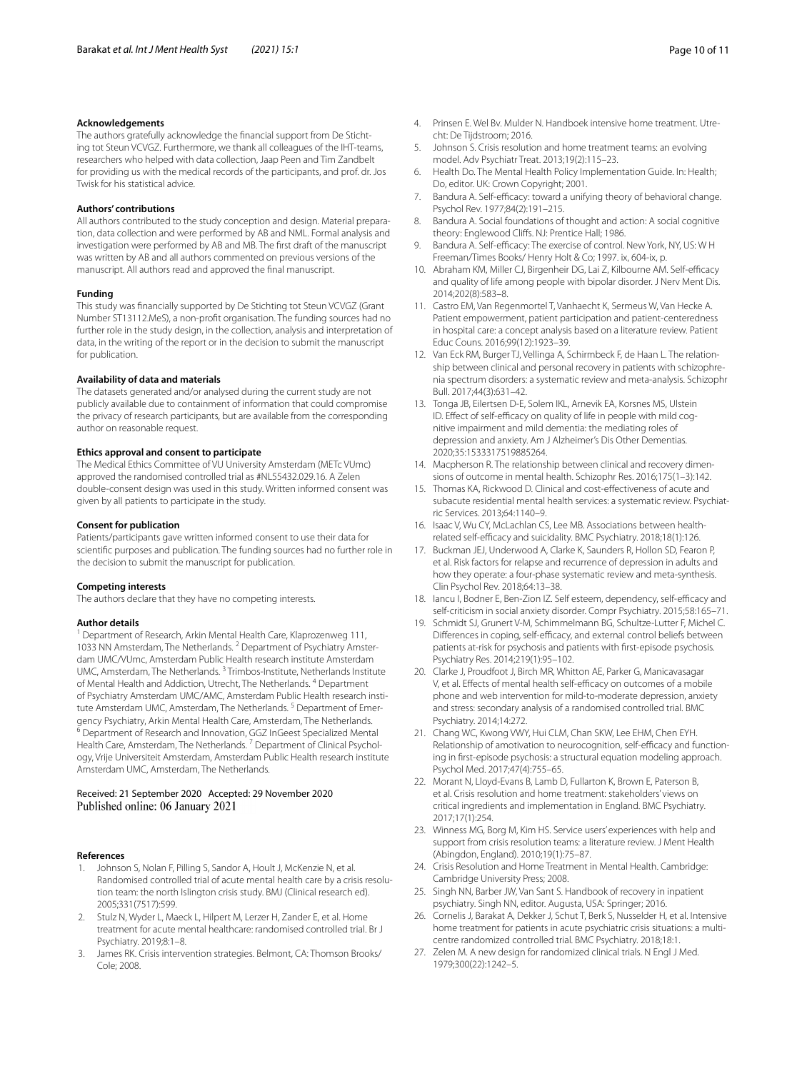### Acknowledgements

The authors gratefully acknowledge the financial support from De Stichting tot Steun VCVGZ. Furthermore, we thank all colleagues of the IHT-teams, researchers who helped with data collection, Jaap Peen and Tim Zandbelt for providing us with the medical records of the participants, and prof. dr. Jos Twisk for his statistical advice.

### Authors' contributions

All authors contributed to the study conception and design. Material preparation, data collection and were performed by AB and NML. Formal analysis and investigation were performed by AB and MB. The first draft of the manuscript was written by AB and all authors commented on previous versions of the manuscript. All authors read and approved the final manuscript.

### Funding

This study was financially supported by De Stichting tot Steun VCVGZ (Grant Number ST13112.MeS), a non-profit organisation. The funding sources had no further role in the study design, in the collection, analysis and interpretation of data, in the writing of the report or in the decision to submit the manuscript for publication.

### Availability of data and materials

The datasets generated and/or analysed during the current study are not publicly available due to containment of information that could compromise the privacy of research participants, but are available from the corresponding author on reasonable request.

### Ethics approval and consent to participate

The Medical Ethics Committee of VU University Amsterdam (METc VUmc) approved the randomised controlled trial as #NL55432.029.16. A Zelen double-consent design was used in this study. Written informed consent was given by all patients to participate in the study.

### Consent for publication

Patients/participants gave written informed consent to use their data for scientific purposes and publication. The funding sources had no further role in the decision to submit the manuscript for publication.

### Competing interests

The authors declare that they have no competing interests.

### Author details

[1] Department of Research, Arkin Mental Health Care, Klaprozenweg 111, 1033 NN Amsterdam, The Netherlands. [2] Department of Psychiatry Amsterdam UMC/VUmc, Amsterdam Public Health research institute Amsterdam UMC, Amsterdam, The Netherlands. [3] Trimbos-Institute, Netherlands Institute of Mental Health and Addiction, Utrecht, The Netherlands. [4] Department of Psychiatry Amsterdam UMC/AMC, Amsterdam Public Health research institute Amsterdam UMC, Amsterdam, The Netherlands. [5] Department of Emergency Psychiatry, Arkin Mental Health Care, Amsterdam, The Netherlands. [6] Department of Research and Innovation, GGZ InGeest Specialized Mental Health Care, Amsterdam, The Netherlands. [7] Department of Clinical Psychology, Vrije Universiteit Amsterdam, Amsterdam Public Health research institute Amsterdam UMC, Amsterdam, The Netherlands.

Received: 21 September 2020 Accepted: 29 November 2020
Published online: 06 January 2021

### References

1. Johnson S, Nolan F, Pilling S, Sandor A, Hoult J, McKenzie N, et al. Randomised controlled trial of acute mental health care by a crisis resolution team: the north Islington crisis study. BMJ (Clinical research ed). 2005;331(7517):599.
2. Stulz N, Wyder L, Maeck L, Hilpert M, Lerzer H, Zander E, et al. Home treatment for acute mental healthcare: randomised controlled trial. Br J Psychiatry. 2019;8:1–8.
3. James RK. Crisis intervention strategies. Belmont, CA: Thomson Brooks/Cole; 2008.
4. Prinsen E. Wel Bv. Mulder N. Handboek intensive home treatment. Utrecht: De Tijdstroom; 2016.
5. Johnson S. Crisis resolution and home treatment teams: an evolving model. Adv Psychiatr Treat. 2013;19(2):115–23.
6. Health Do. The Mental Health Policy Implementation Guide. In: Health; Do, editor. UK: Crown Copyright; 2001.
7. Bandura A. Self-efficacy: toward a unifying theory of behavioral change. Psychol Rev. 1977;84(2):191–215.
8. Bandura A. Social foundations of thought and action: A social cognitive theory: Englewood Cliffs. NJ: Prentice Hall; 1986.
9. Bandura A. Self-efficacy: The exercise of control. New York, NY, US: W H Freeman/Times Books/ Henry Holt & Co; 1997. ix, 604-ix, p.
10. Abraham KM, Miller CJ, Birgenheir DG, Lai Z, Kilbourne AM. Self-efficacy and quality of life among people with bipolar disorder. J Nerv Ment Dis. 2014;202(8):583–8.
11. Castro EM, Van Regenmortel T, Vanhaecht K, Sermeus W, Van Hecke A. Patient empowerment, patient participation and patient-centeredness in hospital care: a concept analysis based on a literature review. Patient Educ Couns. 2016;99(12):1923–39.
12. Van Eck RM, Burger TJ, Vellinga A, Schirmbeck F, de Haan L. The relationship between clinical and personal recovery in patients with schizophrenia spectrum disorders: a systematic review and meta-analysis. Schizophr Bull. 2017;44(3):631–42.
13. Tonga JB, Eilertsen D-E, Solem IKL, Arnevik EA, Korsnes MS, Ulstein ID. Effect of self-efficacy on quality of life in people with mild cognitive impairment and mild dementia: the mediating roles of depression and anxiety. Am J Alzheimer's Dis Other Dementias. 2020;35:1533317519885264.
14. Macpherson R. The relationship between clinical and recovery dimensions of outcome in mental health. Schizophr Res. 2016;175(1–3):142.
15. Thomas KA, Rickwood D. Clinical and cost-effectiveness of acute and subacute residential mental health services: a systematic review. Psychiatric Services. 2013;64:1140–9.
16. Isaac V, Wu CY, McLachlan CS, Lee MB. Associations between health-related self-efficacy and suicidality. BMC Psychiatry. 2018;18(1):126.
17. Buckman JEJ, Underwood A, Clarke K, Saunders R, Hollon SD, Fearon P, et al. Risk factors for relapse and recurrence of depression in adults and how they operate: a four-phase systematic review and meta-synthesis. Clin Psychol Rev. 2018;64:13–38.
18. Iancu I, Bodner E, Ben-Zion IZ. Self esteem, dependency, self-efficacy and self-criticism in social anxiety disorder. Compr Psychiatry. 2015;58:165–71.
19. Schmidt SJ, Grunert V-M, Schimmelmann BG, Schultze-Lutter F, Michel C. Differences in coping, self-efficacy, and external control beliefs between patients at-risk for psychosis and patients with first-episode psychosis. Psychiatry Res. 2014;219(1):95–102.
20. Clarke J, Proudfoot J, Birch MR, Whitton AE, Parker G, Manicavasagar V, et al. Effects of mental health self-efficacy on outcomes of a mobile phone and web intervention for mild-to-moderate depression, anxiety and stress: secondary analysis of a randomised controlled trial. BMC Psychiatry. 2014;14:272.
21. Chang WC, Kwong VWY, Hui CLM, Chan SKW, Lee EHM, Chen EYH. Relationship of amotivation to neurocognition, self-efficacy and functioning in first-episode psychosis: a structural equation modeling approach. Psychol Med. 2017;47(4):755–65.
22. Morant N, Lloyd-Evans B, Lamb D, Fullarton K, Brown E, Paterson B, et al. Crisis resolution and home treatment: stakeholders' views on critical ingredients and implementation in England. BMC Psychiatry. 2017;17(1):254.
23. Winness MG, Borg M, Kim HS. Service users' experiences with help and support from crisis resolution teams: a literature review. J Ment Health (Abingdon, England). 2010;19(1):75–87.
24. Crisis Resolution and Home Treatment in Mental Health. Cambridge: Cambridge University Press; 2008.
25. Singh NN, Barber JW, Van Sant S. Handbook of recovery in inpatient psychiatry. Singh NN, editor. Augusta, USA: Springer; 2016.
26. Cornelis J, Barakat A, Dekker J, Schut T, Berk S, Nusselder H, et al. Intensive home treatment for patients in acute psychiatric crisis situations: a multicentre randomized controlled trial. BMC Psychiatry. 2018;18:1.
27. Zelen M. A new design for randomized clinical trials. N Engl J Med. 1979;300(22):1242–5.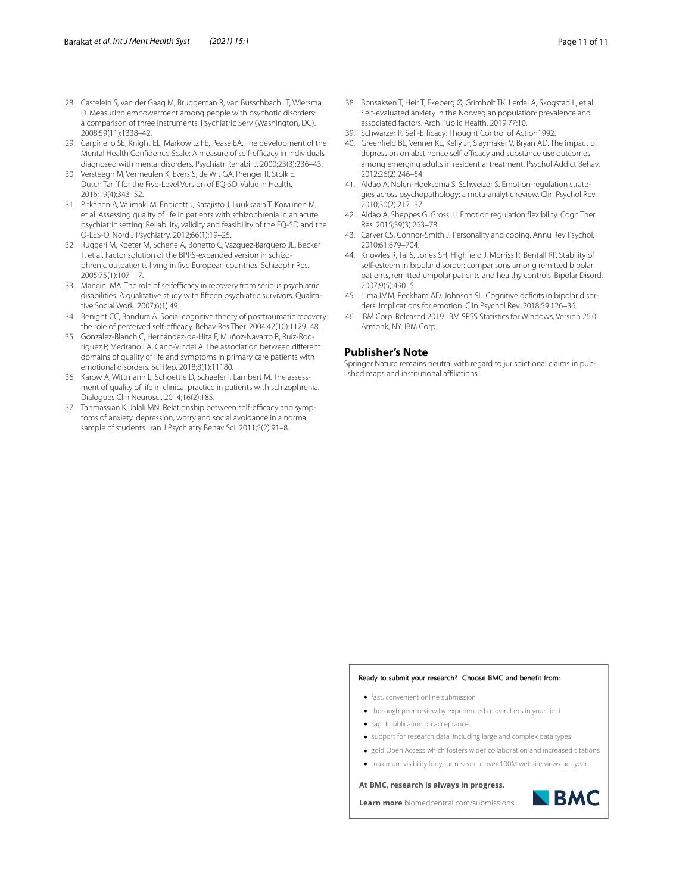28. Castelein S, van der Gaag M, Bruggeman R, van Busschbach JT, Wiersma D. Measuring empowerment among people with psychotic disorders: a comparison of three instruments. Psychiatric Serv (Washington, DC). 2008;59(11):1338–42.
29. Carpinello SE, Knight EL, Markowitz FE, Pease EA. The development of the Mental Health Confidence Scale: A measure of self-efficacy in individuals diagnosed with mental disorders. Psychiatr Rehabil J. 2000;23(3):236–43.
30. Versteegh M, Vermeulen K, Evers S, de Wit GA, Prenger R, Stolk E. Dutch Tariff for the Five-Level Version of EQ-5D. Value in Health. 2016;19(4):343–52.
31. Pitkänen A, Välimäki M, Endicott J, Katajisto J, Luukkaala T, Koivunen M, et al. Assessing quality of life in patients with schizophrenia in an acute psychiatric setting: Reliability, validity and feasibility of the EQ-5D and the Q-LES-Q. Nord J Psychiatry. 2012;66(1):19–25.
32. Ruggeri M, Koeter M, Schene A, Bonetto C, Vazquez-Barquero JL, Becker T, et al. Factor solution of the BPRS-expanded version in schizophrenic outpatients living in five European countries. Schizophr Res. 2005;75(1):107–17.
33. Mancini MA. The role of selfefficacy in recovery from serious psychiatric disabilities: A qualitative study with fifteen psychiatric survivors. Qualitative Social Work. 2007;6(1):49.
34. Benight CC, Bandura A. Social cognitive theory of posttraumatic recovery: the role of perceived self-efficacy. Behav Res Ther. 2004;42(10):1129–48.
35. González-Blanch C, Hernández-de-Hita F, Muñoz-Navarro R, Ruíz-Rodríguez P, Medrano LA, Cano-Vindel A. The association between different domains of quality of life and symptoms in primary care patients with emotional disorders. Sci Rep. 2018;8(1):11180.
36. Karow A, Wittmann L, Schoettle D, Schaefer I, Lambert M. The assessment of quality of life in clinical practice in patients with schizophrenia. Dialogues Clin Neurosci. 2014;16(2):185.
37. Tahmassian K, Jalali MN. Relationship between self-efficacy and symptoms of anxiety, depression, worry and social avoidance in a normal sample of students. Iran J Psychiatry Behav Sci. 2011;5(2):91–8.
38. Bonsaksen T, Heir T, Ekeberg Ø, Grimholt TK, Lerdal A, Skogstad L, et al. Self-evaluated anxiety in the Norwegian population: prevalence and associated factors. Arch Public Health. 2019;77:10.
39. Schwarzer R. Self-Efficacy: Thought Control of Action1992.
40. Greenfield BL, Venner KL, Kelly JF, Slaymaker V, Bryan AD. The impact of depression on abstinence self-efficacy and substance use outcomes among emerging adults in residential treatment. Psychol Addict Behav. 2012;26(2):246–54.
41. Aldao A, Nolen-Hoeksema S, Schweizer S. Emotion-regulation strategies across psychopathology: a meta-analytic review. Clin Psychol Rev. 2010;30(2):217–37.
42. Aldao A, Sheppes G, Gross JJ. Emotion regulation flexibility. Cogn Ther Res. 2015;39(3):263–78.
43. Carver CS, Connor-Smith J. Personality and coping. Annu Rev Psychol. 2010;61:679–704.
44. Knowles R, Tai S, Jones SH, Highfield J, Morriss R, Bentall RP. Stability of self-esteem in bipolar disorder: comparisons among remitted bipolar patients, remitted unipolar patients and healthy controls. Bipolar Disord. 2007;9(5):490–5.
45. Lima IMM, Peckham AD, Johnson SL. Cognitive deficits in bipolar disorders: Implications for emotion. Clin Psychol Rev. 2018;59:126–36.
46. IBM Corp. Released 2019. IBM SPSS Statistics for Windows, Version 26.0. Armonk, NY: IBM Corp.

## Publisher's Note

Springer Nature remains neutral with regard to jurisdictional claims in published maps and institutional affiliations.

Ready to submit your research? Choose BMC and benefit from:

- fast, convenient online submission
- thorough peer review by experienced researchers in your field
- rapid publication on acceptance
- support for research data, including large and complex data types
- gold Open Access which fosters wider collaboration and increased citations
- maximum visibility for your research: over 100M website views per year

**At BMC, research is always in progress.**

**Learn more** biomedcentral.com/submissions

BMC